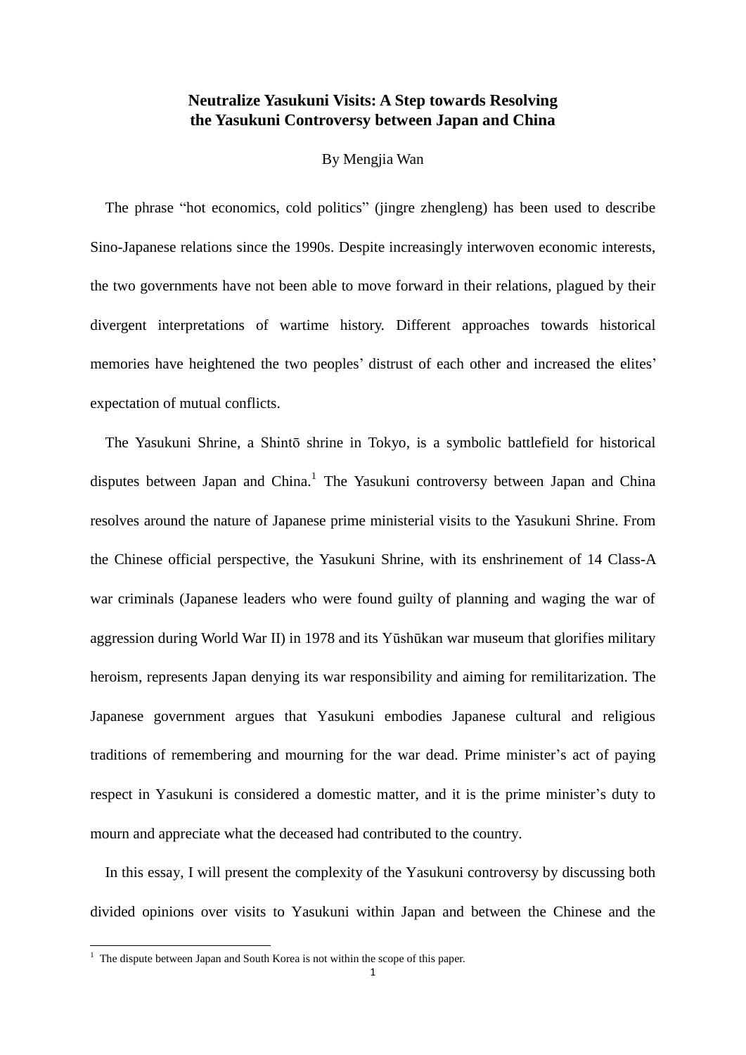# Neutralize Yasukuni Visits: A Step towards Resolving the Yasukuni Controversy between Japan and China

By Mengjia Wan

The phrase "hot economics, cold politics" (jingre zhengleng) has been used to describe Sino-Japanese relations since the 1990s. Despite increasingly interwoven economic interests, the two governments have not been able to move forward in their relations, plagued by their divergent interpretations of wartime history. Different approaches towards historical memories have heightened the two peoples' distrust of each other and increased the elites' expectation of mutual conflicts.

The Yasukuni Shrine, a Shintō shrine in Tokyo, is a symbolic battlefield for historical disputes between Japan and China.[1] The Yasukuni controversy between Japan and China resolves around the nature of Japanese prime ministerial visits to the Yasukuni Shrine. From the Chinese official perspective, the Yasukuni Shrine, with its enshrinement of 14 Class-A war criminals (Japanese leaders who were found guilty of planning and waging the war of aggression during World War II) in 1978 and its Yūshūkan war museum that glorifies military heroism, represents Japan denying its war responsibility and aiming for remilitarization. The Japanese government argues that Yasukuni embodies Japanese cultural and religious traditions of remembering and mourning for the war dead. Prime minister's act of paying respect in Yasukuni is considered a domestic matter, and it is the prime minister's duty to mourn and appreciate what the deceased had contributed to the country.

In this essay, I will present the complexity of the Yasukuni controversy by discussing both divided opinions over visits to Yasukuni within Japan and between the Chinese and the

[1] The dispute between Japan and South Korea is not within the scope of this paper.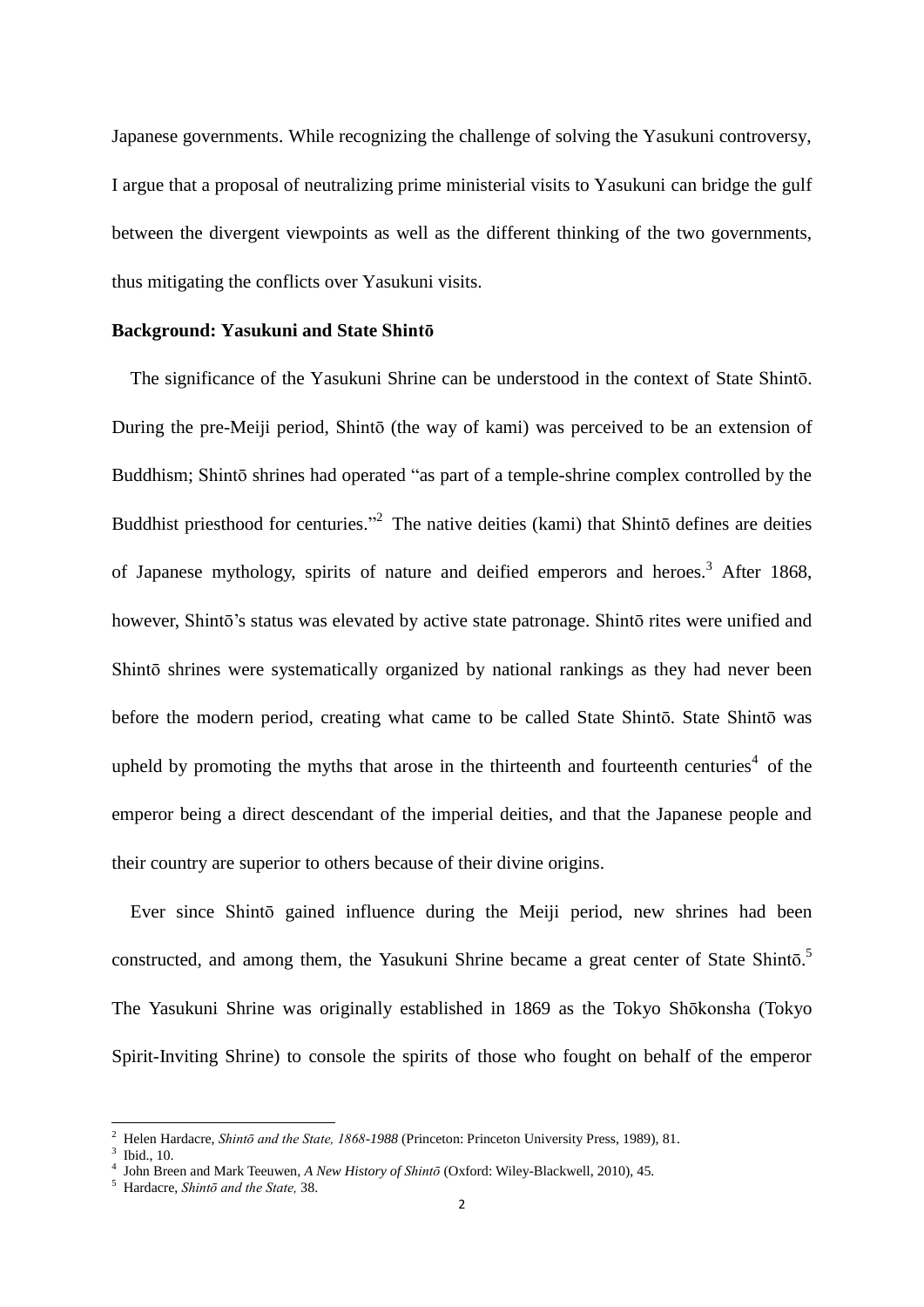Japanese governments. While recognizing the challenge of solving the Yasukuni controversy, I argue that a proposal of neutralizing prime ministerial visits to Yasukuni can bridge the gulf between the divergent viewpoints as well as the different thinking of the two governments, thus mitigating the conflicts over Yasukuni visits.

**Background: Yasukuni and State Shintō**

The significance of the Yasukuni Shrine can be understood in the context of State Shintō. During the pre-Meiji period, Shintō (the way of kami) was perceived to be an extension of Buddhism; Shintō shrines had operated "as part of a temple-shrine complex controlled by the Buddhist priesthood for centuries."[2] The native deities (kami) that Shintō defines are deities of Japanese mythology, spirits of nature and deified emperors and heroes.[3] After 1868, however, Shintō's status was elevated by active state patronage. Shintō rites were unified and Shintō shrines were systematically organized by national rankings as they had never been before the modern period, creating what came to be called State Shintō. State Shintō was upheld by promoting the myths that arose in the thirteenth and fourteenth centuries[4] of the emperor being a direct descendant of the imperial deities, and that the Japanese people and their country are superior to others because of their divine origins.

Ever since Shintō gained influence during the Meiji period, new shrines had been constructed, and among them, the Yasukuni Shrine became a great center of State Shintō.[5] The Yasukuni Shrine was originally established in 1869 as the Tokyo Shōkonsha (Tokyo Spirit-Inviting Shrine) to console the spirits of those who fought on behalf of the emperor

---

[2] Helen Hardacre, *Shintō and the State, 1868-1988* (Princeton: Princeton University Press, 1989), 81.

[3] Ibid., 10.

[4] John Breen and Mark Teeuwen, *A New History of Shintō* (Oxford: Wiley-Blackwell, 2010), 45.

[5] Hardacre, *Shintō and the State,* 38.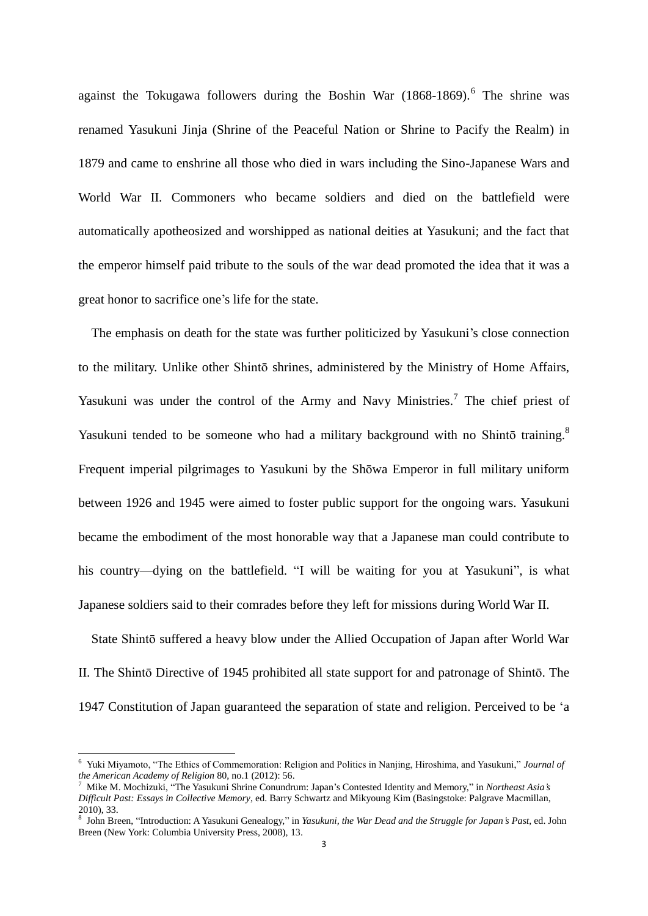against the Tokugawa followers during the Boshin War (1868-1869).[6] The shrine was renamed Yasukuni Jinja (Shrine of the Peaceful Nation or Shrine to Pacify the Realm) in 1879 and came to enshrine all those who died in wars including the Sino-Japanese Wars and World War II. Commoners who became soldiers and died on the battlefield were automatically apotheosized and worshipped as national deities at Yasukuni; and the fact that the emperor himself paid tribute to the souls of the war dead promoted the idea that it was a great honor to sacrifice one's life for the state.

The emphasis on death for the state was further politicized by Yasukuni's close connection to the military. Unlike other Shintō shrines, administered by the Ministry of Home Affairs, Yasukuni was under the control of the Army and Navy Ministries.[7] The chief priest of Yasukuni tended to be someone who had a military background with no Shintō training.[8] Frequent imperial pilgrimages to Yasukuni by the Shōwa Emperor in full military uniform between 1926 and 1945 were aimed to foster public support for the ongoing wars. Yasukuni became the embodiment of the most honorable way that a Japanese man could contribute to his country—dying on the battlefield. "I will be waiting for you at Yasukuni", is what Japanese soldiers said to their comrades before they left for missions during World War II.

State Shintō suffered a heavy blow under the Allied Occupation of Japan after World War II. The Shintō Directive of 1945 prohibited all state support for and patronage of Shintō. The 1947 Constitution of Japan guaranteed the separation of state and religion. Perceived to be 'a

---

[6] Yuki Miyamoto, "The Ethics of Commemoration: Religion and Politics in Nanjing, Hiroshima, and Yasukuni," *Journal of the American Academy of Religion* 80, no.1 (2012): 56.

[7] Mike M. Mochizuki, "The Yasukuni Shrine Conundrum: Japan's Contested Identity and Memory," in *Northeast Asia's Difficult Past: Essays in Collective Memory*, ed. Barry Schwartz and Mikyoung Kim (Basingstoke: Palgrave Macmillan, 2010), 33.

[8] John Breen, "Introduction: A Yasukuni Genealogy," in *Yasukuni, the War Dead and the Struggle for Japan's Past*, ed. John Breen (New York: Columbia University Press, 2008), 13.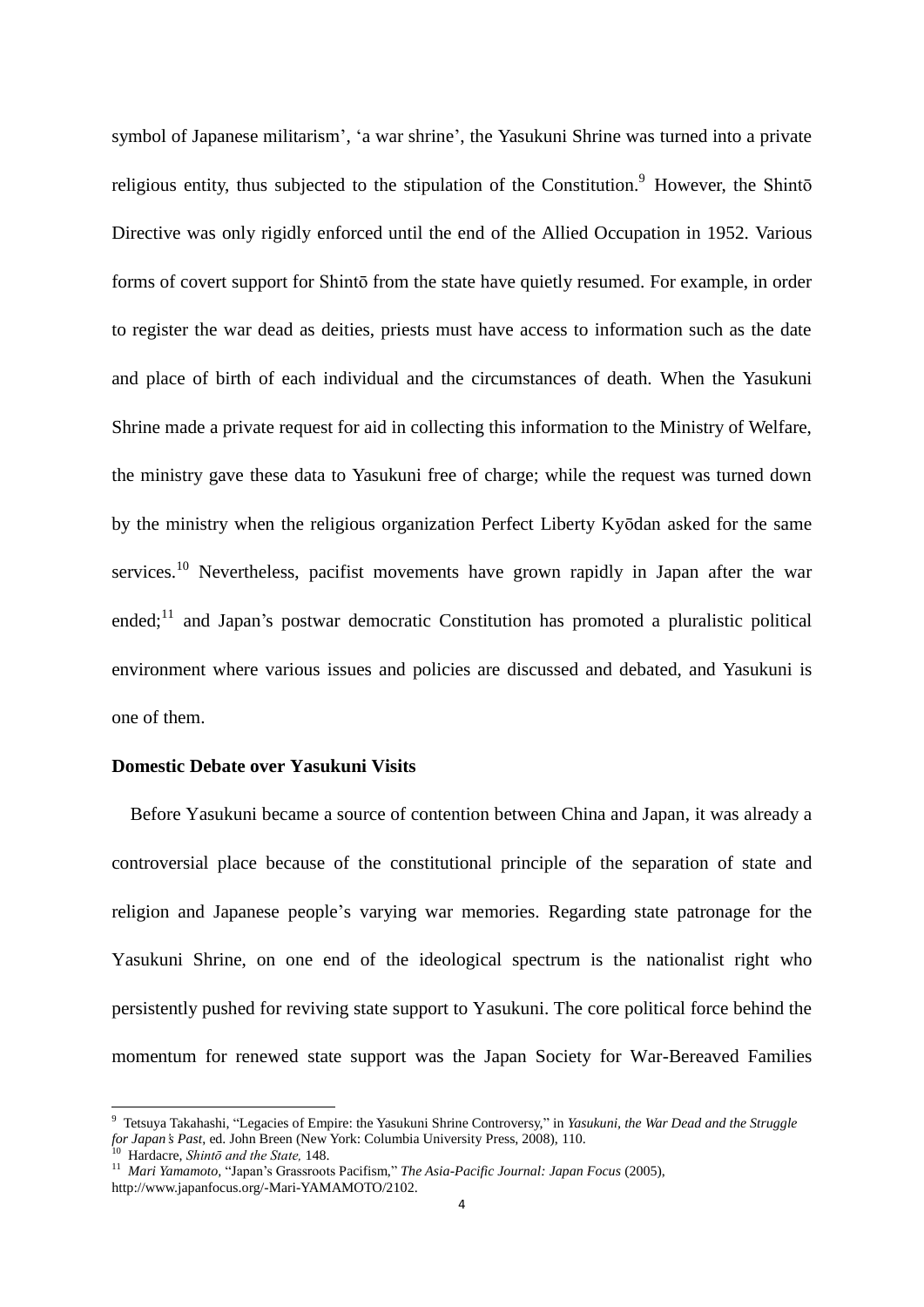symbol of Japanese militarism', 'a war shrine', the Yasukuni Shrine was turned into a private religious entity, thus subjected to the stipulation of the Constitution.[9] However, the Shintō Directive was only rigidly enforced until the end of the Allied Occupation in 1952. Various forms of covert support for Shintō from the state have quietly resumed. For example, in order to register the war dead as deities, priests must have access to information such as the date and place of birth of each individual and the circumstances of death. When the Yasukuni Shrine made a private request for aid in collecting this information to the Ministry of Welfare, the ministry gave these data to Yasukuni free of charge; while the request was turned down by the ministry when the religious organization Perfect Liberty Kyōdan asked for the same services.[10] Nevertheless, pacifist movements have grown rapidly in Japan after the war ended;[11] and Japan's postwar democratic Constitution has promoted a pluralistic political environment where various issues and policies are discussed and debated, and Yasukuni is one of them.

**Domestic Debate over Yasukuni Visits**

Before Yasukuni became a source of contention between China and Japan, it was already a controversial place because of the constitutional principle of the separation of state and religion and Japanese people's varying war memories. Regarding state patronage for the Yasukuni Shrine, on one end of the ideological spectrum is the nationalist right who persistently pushed for reviving state support to Yasukuni. The core political force behind the momentum for renewed state support was the Japan Society for War-Bereaved Families

---

[9] Tetsuya Takahashi, "Legacies of Empire: the Yasukuni Shrine Controversy," in *Yasukuni, the War Dead and the Struggle for Japan's Past*, ed. John Breen (New York: Columbia University Press, 2008), 110.

[10] Hardacre, *Shintō and the State,* 148.

[11] *Mari Yamamoto,* "Japan's Grassroots Pacifism," *The Asia-Pacific Journal: Japan Focus* (2005), http://www.japanfocus.org/-Mari-YAMAMOTO/2102.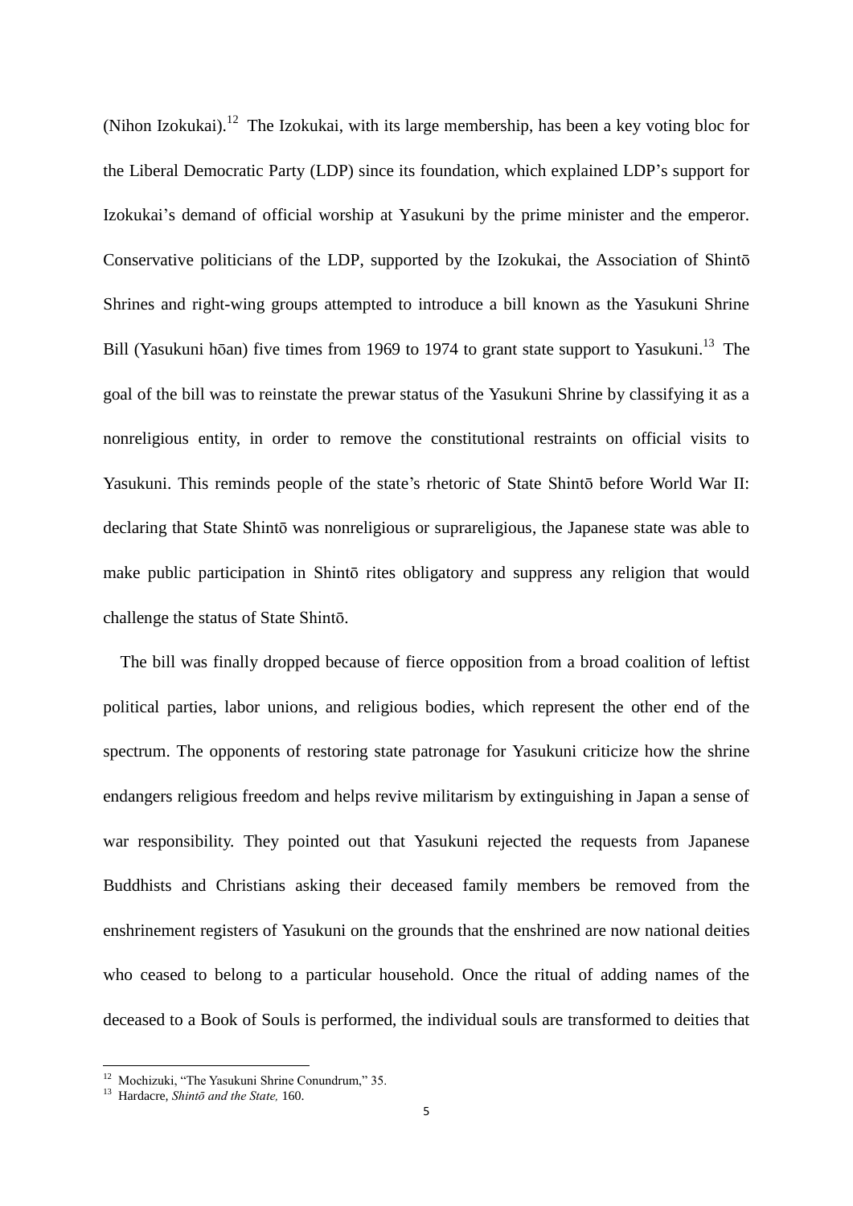(Nihon Izokukai).[12] The Izokukai, with its large membership, has been a key voting bloc for the Liberal Democratic Party (LDP) since its foundation, which explained LDP's support for Izokukai's demand of official worship at Yasukuni by the prime minister and the emperor. Conservative politicians of the LDP, supported by the Izokukai, the Association of Shintō Shrines and right-wing groups attempted to introduce a bill known as the Yasukuni Shrine Bill (Yasukuni hōan) five times from 1969 to 1974 to grant state support to Yasukuni.[13] The goal of the bill was to reinstate the prewar status of the Yasukuni Shrine by classifying it as a nonreligious entity, in order to remove the constitutional restraints on official visits to Yasukuni. This reminds people of the state's rhetoric of State Shintō before World War II: declaring that State Shintō was nonreligious or suprareligious, the Japanese state was able to make public participation in Shintō rites obligatory and suppress any religion that would challenge the status of State Shintō.

The bill was finally dropped because of fierce opposition from a broad coalition of leftist political parties, labor unions, and religious bodies, which represent the other end of the spectrum. The opponents of restoring state patronage for Yasukuni criticize how the shrine endangers religious freedom and helps revive militarism by extinguishing in Japan a sense of war responsibility. They pointed out that Yasukuni rejected the requests from Japanese Buddhists and Christians asking their deceased family members be removed from the enshrinement registers of Yasukuni on the grounds that the enshrined are now national deities who ceased to belong to a particular household. Once the ritual of adding names of the deceased to a Book of Souls is performed, the individual souls are transformed to deities that

---

[12] Mochizuki, "The Yasukuni Shrine Conundrum," 35.

[13] Hardacre, *Shintō and the State,* 160.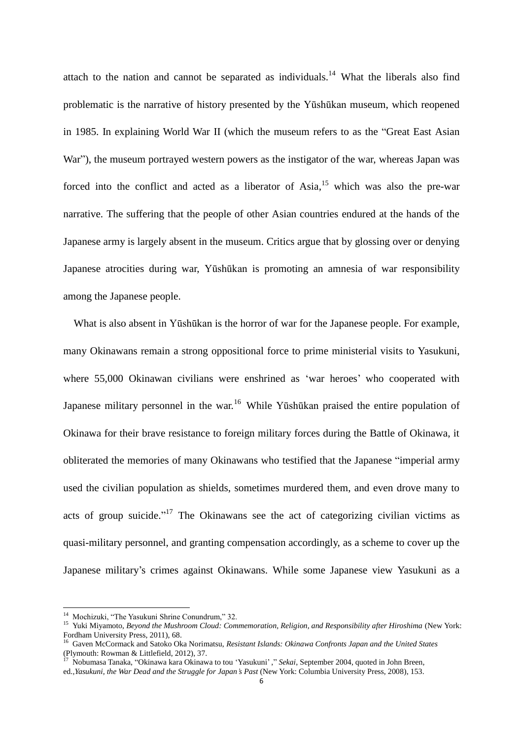attach to the nation and cannot be separated as individuals.[14] What the liberals also find problematic is the narrative of history presented by the Yūshūkan museum, which reopened in 1985. In explaining World War II (which the museum refers to as the "Great East Asian War"), the museum portrayed western powers as the instigator of the war, whereas Japan was forced into the conflict and acted as a liberator of Asia,[15] which was also the pre-war narrative. The suffering that the people of other Asian countries endured at the hands of the Japanese army is largely absent in the museum. Critics argue that by glossing over or denying Japanese atrocities during war, Yūshūkan is promoting an amnesia of war responsibility among the Japanese people.

What is also absent in Yūshūkan is the horror of war for the Japanese people. For example, many Okinawans remain a strong oppositional force to prime ministerial visits to Yasukuni, where 55,000 Okinawan civilians were enshrined as 'war heroes' who cooperated with Japanese military personnel in the war.[16] While Yūshūkan praised the entire population of Okinawa for their brave resistance to foreign military forces during the Battle of Okinawa, it obliterated the memories of many Okinawans who testified that the Japanese "imperial army used the civilian population as shields, sometimes murdered them, and even drove many to acts of group suicide."[17] The Okinawans see the act of categorizing civilian victims as quasi-military personnel, and granting compensation accordingly, as a scheme to cover up the Japanese military's crimes against Okinawans. While some Japanese view Yasukuni as a

---

[14] Mochizuki, "The Yasukuni Shrine Conundrum," 32.

[15] Yuki Miyamoto, *Beyond the Mushroom Cloud: Commemoration, Religion, and Responsibility after Hiroshima* (New York: Fordham University Press, 2011), 68.

[16] Gaven McCormack and Satoko Oka Norimatsu, *Resistant Islands: Okinawa Confronts Japan and the United States* (Plymouth: Rowman & Littlefield, 2012), 37.

[17] Nobumasa Tanaka, "Okinawa kara Okinawa to tou 'Yasukuni'," *Sekai*, September 2004, quoted in John Breen, ed.,*Yasukuni, the War Dead and the Struggle for Japan's Past* (New York: Columbia University Press, 2008), 153.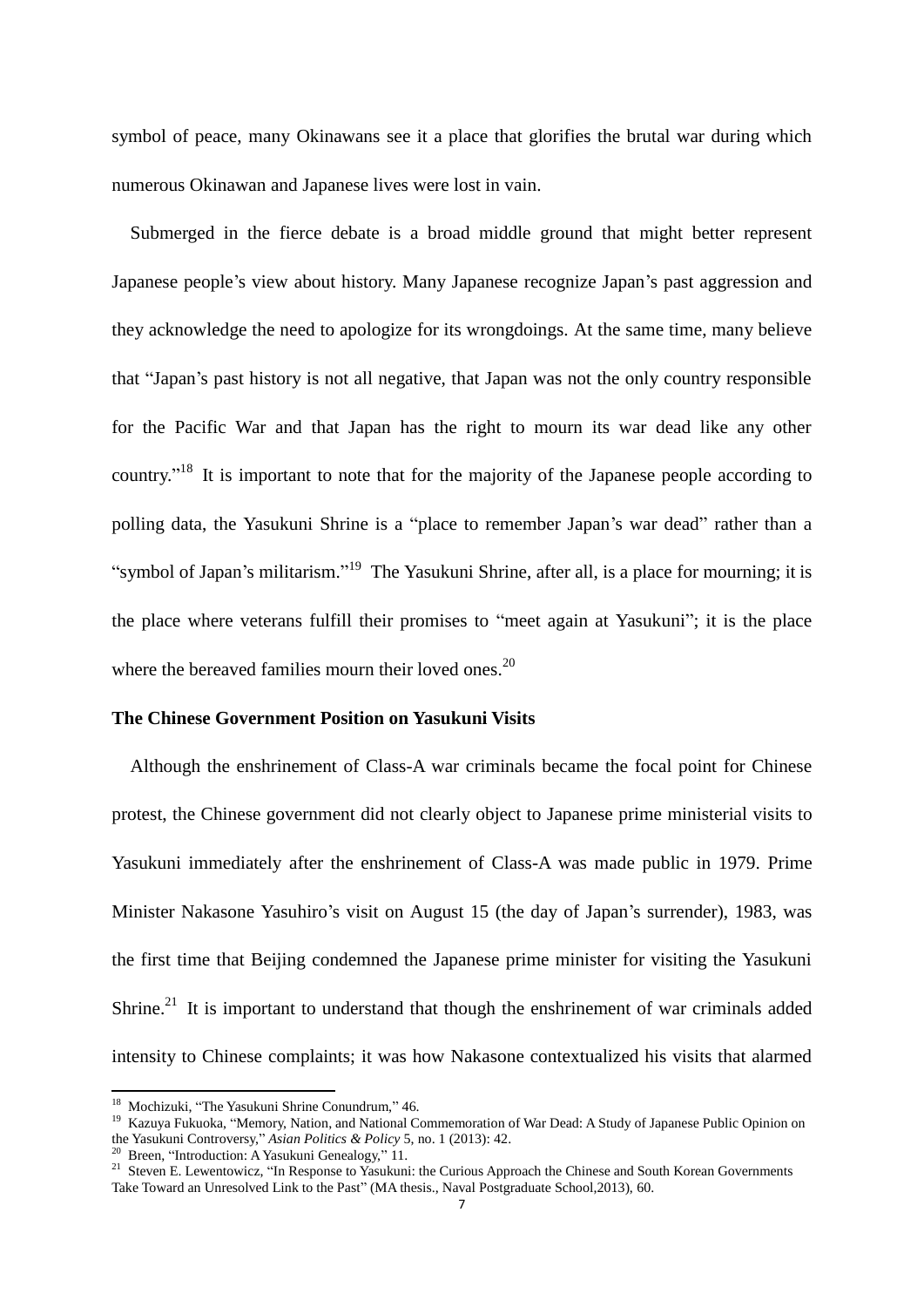symbol of peace, many Okinawans see it a place that glorifies the brutal war during which numerous Okinawan and Japanese lives were lost in vain.

Submerged in the fierce debate is a broad middle ground that might better represent Japanese people's view about history. Many Japanese recognize Japan's past aggression and they acknowledge the need to apologize for its wrongdoings. At the same time, many believe that "Japan's past history is not all negative, that Japan was not the only country responsible for the Pacific War and that Japan has the right to mourn its war dead like any other country."[18] It is important to note that for the majority of the Japanese people according to polling data, the Yasukuni Shrine is a "place to remember Japan's war dead" rather than a "symbol of Japan's militarism."[19] The Yasukuni Shrine, after all, is a place for mourning; it is the place where veterans fulfill their promises to "meet again at Yasukuni"; it is the place where the bereaved families mourn their loved ones.[20]

**The Chinese Government Position on Yasukuni Visits**

Although the enshrinement of Class-A war criminals became the focal point for Chinese protest, the Chinese government did not clearly object to Japanese prime ministerial visits to Yasukuni immediately after the enshrinement of Class-A was made public in 1979. Prime Minister Nakasone Yasuhiro's visit on August 15 (the day of Japan's surrender), 1983, was the first time that Beijing condemned the Japanese prime minister for visiting the Yasukuni Shrine.[21] It is important to understand that though the enshrinement of war criminals added intensity to Chinese complaints; it was how Nakasone contextualized his visits that alarmed

---

[18] Mochizuki, "The Yasukuni Shrine Conundrum," 46.

[19] Kazuya Fukuoka, "Memory, Nation, and National Commemoration of War Dead: A Study of Japanese Public Opinion on the Yasukuni Controversy," *Asian Politics & Policy* 5, no. 1 (2013): 42.

[20] Breen, "Introduction: A Yasukuni Genealogy," 11.

[21] Steven E. Lewentowicz, "In Response to Yasukuni: the Curious Approach the Chinese and South Korean Governments Take Toward an Unresolved Link to the Past" (MA thesis., Naval Postgraduate School,2013), 60.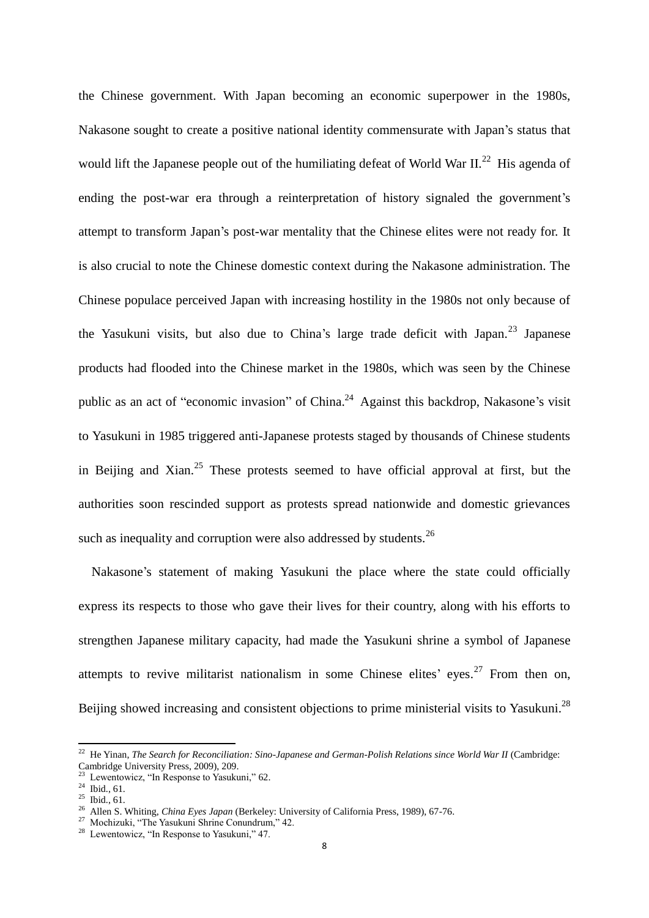the Chinese government. With Japan becoming an economic superpower in the 1980s, Nakasone sought to create a positive national identity commensurate with Japan's status that would lift the Japanese people out of the humiliating defeat of World War II.[22] His agenda of ending the post-war era through a reinterpretation of history signaled the government's attempt to transform Japan's post-war mentality that the Chinese elites were not ready for. It is also crucial to note the Chinese domestic context during the Nakasone administration. The Chinese populace perceived Japan with increasing hostility in the 1980s not only because of the Yasukuni visits, but also due to China's large trade deficit with Japan.[23] Japanese products had flooded into the Chinese market in the 1980s, which was seen by the Chinese public as an act of "economic invasion" of China.[24] Against this backdrop, Nakasone's visit to Yasukuni in 1985 triggered anti-Japanese protests staged by thousands of Chinese students in Beijing and Xian.[25] These protests seemed to have official approval at first, but the authorities soon rescinded support as protests spread nationwide and domestic grievances such as inequality and corruption were also addressed by students.[26]

Nakasone's statement of making Yasukuni the place where the state could officially express its respects to those who gave their lives for their country, along with his efforts to strengthen Japanese military capacity, had made the Yasukuni shrine a symbol of Japanese attempts to revive militarist nationalism in some Chinese elites' eyes.[27] From then on, Beijing showed increasing and consistent objections to prime ministerial visits to Yasukuni.[28]

---

[22] He Yinan, *The Search for Reconciliation: Sino-Japanese and German-Polish Relations since World War II* (Cambridge: Cambridge University Press, 2009), 209.

[23] Lewentowicz, "In Response to Yasukuni," 62.

[24] Ibid., 61.

[25] Ibid., 61.

[26] Allen S. Whiting, *China Eyes Japan* (Berkeley: University of California Press, 1989), 67-76.

[27] Mochizuki, "The Yasukuni Shrine Conundrum," 42.

[28] Lewentowicz, "In Response to Yasukuni," 47.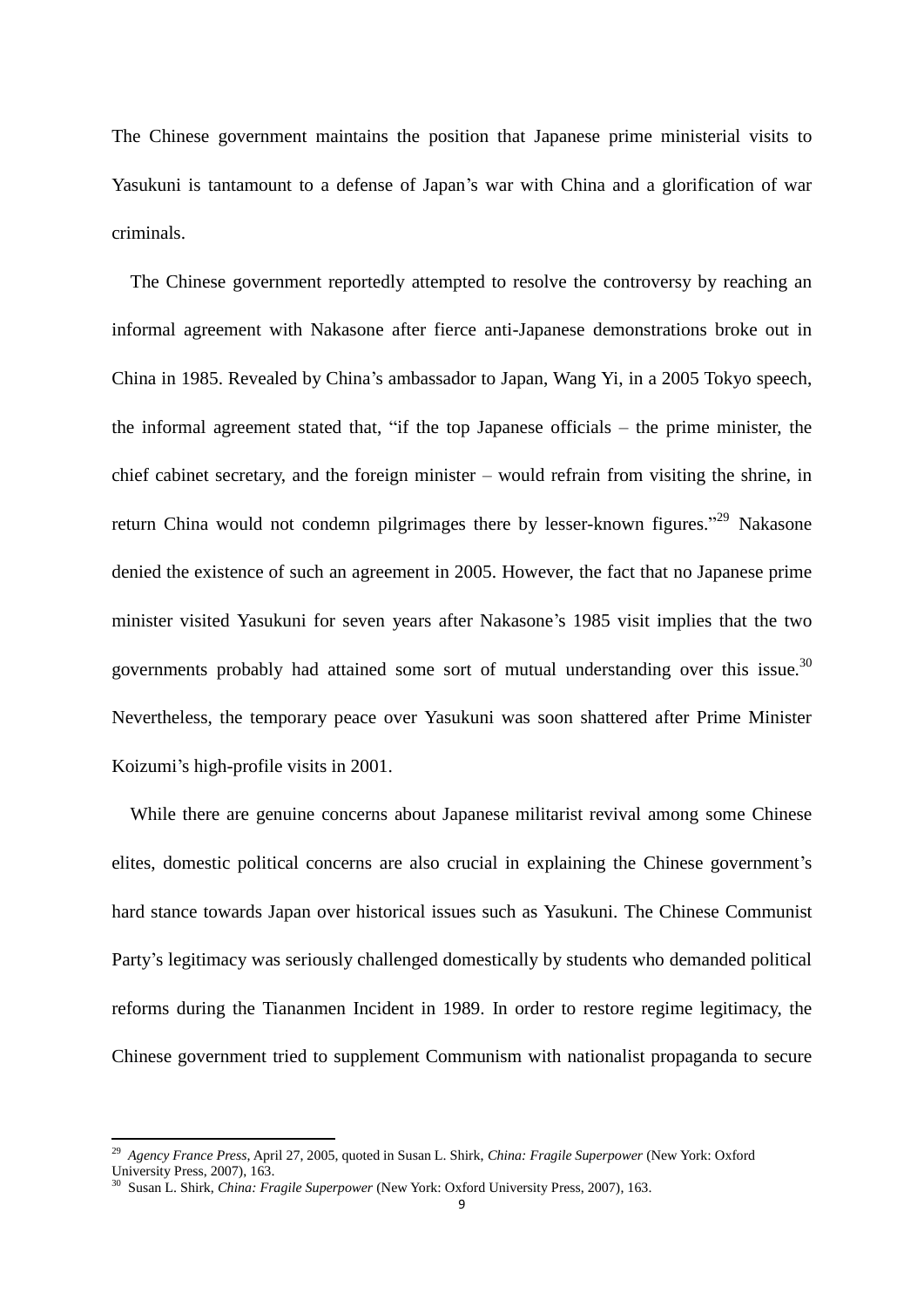The Chinese government maintains the position that Japanese prime ministerial visits to Yasukuni is tantamount to a defense of Japan's war with China and a glorification of war criminals.

The Chinese government reportedly attempted to resolve the controversy by reaching an informal agreement with Nakasone after fierce anti-Japanese demonstrations broke out in China in 1985. Revealed by China's ambassador to Japan, Wang Yi, in a 2005 Tokyo speech, the informal agreement stated that, "if the top Japanese officials – the prime minister, the chief cabinet secretary, and the foreign minister – would refrain from visiting the shrine, in return China would not condemn pilgrimages there by lesser-known figures."[29] Nakasone denied the existence of such an agreement in 2005. However, the fact that no Japanese prime minister visited Yasukuni for seven years after Nakasone's 1985 visit implies that the two governments probably had attained some sort of mutual understanding over this issue.[30] Nevertheless, the temporary peace over Yasukuni was soon shattered after Prime Minister Koizumi's high-profile visits in 2001.

While there are genuine concerns about Japanese militarist revival among some Chinese elites, domestic political concerns are also crucial in explaining the Chinese government's hard stance towards Japan over historical issues such as Yasukuni. The Chinese Communist Party's legitimacy was seriously challenged domestically by students who demanded political reforms during the Tiananmen Incident in 1989. In order to restore regime legitimacy, the Chinese government tried to supplement Communism with nationalist propaganda to secure

---

[29] *Agency France Press*, April 27, 2005, quoted in Susan L. Shirk, *China: Fragile Superpower* (New York: Oxford University Press, 2007), 163.

[30] Susan L. Shirk, *China: Fragile Superpower* (New York: Oxford University Press, 2007), 163.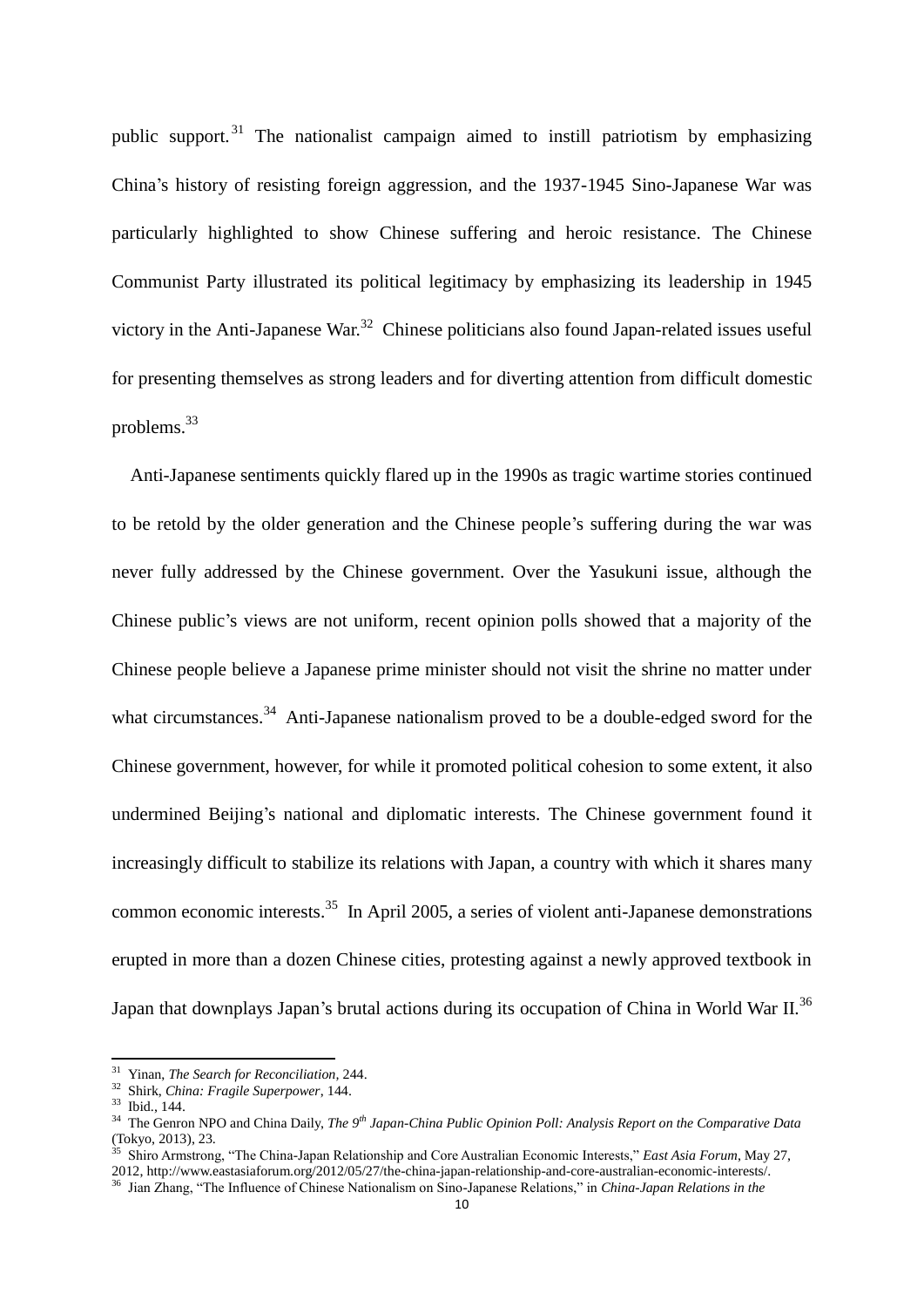public support.[31] The nationalist campaign aimed to instill patriotism by emphasizing China's history of resisting foreign aggression, and the 1937-1945 Sino-Japanese War was particularly highlighted to show Chinese suffering and heroic resistance. The Chinese Communist Party illustrated its political legitimacy by emphasizing its leadership in 1945 victory in the Anti-Japanese War.[32] Chinese politicians also found Japan-related issues useful for presenting themselves as strong leaders and for diverting attention from difficult domestic problems.[33]

Anti-Japanese sentiments quickly flared up in the 1990s as tragic wartime stories continued to be retold by the older generation and the Chinese people's suffering during the war was never fully addressed by the Chinese government. Over the Yasukuni issue, although the Chinese public's views are not uniform, recent opinion polls showed that a majority of the Chinese people believe a Japanese prime minister should not visit the shrine no matter under what circumstances.[34] Anti-Japanese nationalism proved to be a double-edged sword for the Chinese government, however, for while it promoted political cohesion to some extent, it also undermined Beijing's national and diplomatic interests. The Chinese government found it increasingly difficult to stabilize its relations with Japan, a country with which it shares many common economic interests.[35] In April 2005, a series of violent anti-Japanese demonstrations erupted in more than a dozen Chinese cities, protesting against a newly approved textbook in Japan that downplays Japan's brutal actions during its occupation of China in World War II.[36]

---

[31] Yinan, *The Search for Reconciliation*, 244.

[32] Shirk, *China: Fragile Superpower*, 144.

[33] Ibid., 144.

[34] The Genron NPO and China Daily, *The 9th Japan-China Public Opinion Poll: Analysis Report on the Comparative Data* (Tokyo, 2013), 23.

[35] Shiro Armstrong, "The China-Japan Relationship and Core Australian Economic Interests," *East Asia Forum*, May 27, 2012, http://www.eastasiaforum.org/2012/05/27/the-china-japan-relationship-and-core-australian-economic-interests/.

[36] Jian Zhang, "The Influence of Chinese Nationalism on Sino-Japanese Relations," in *China-Japan Relations in the*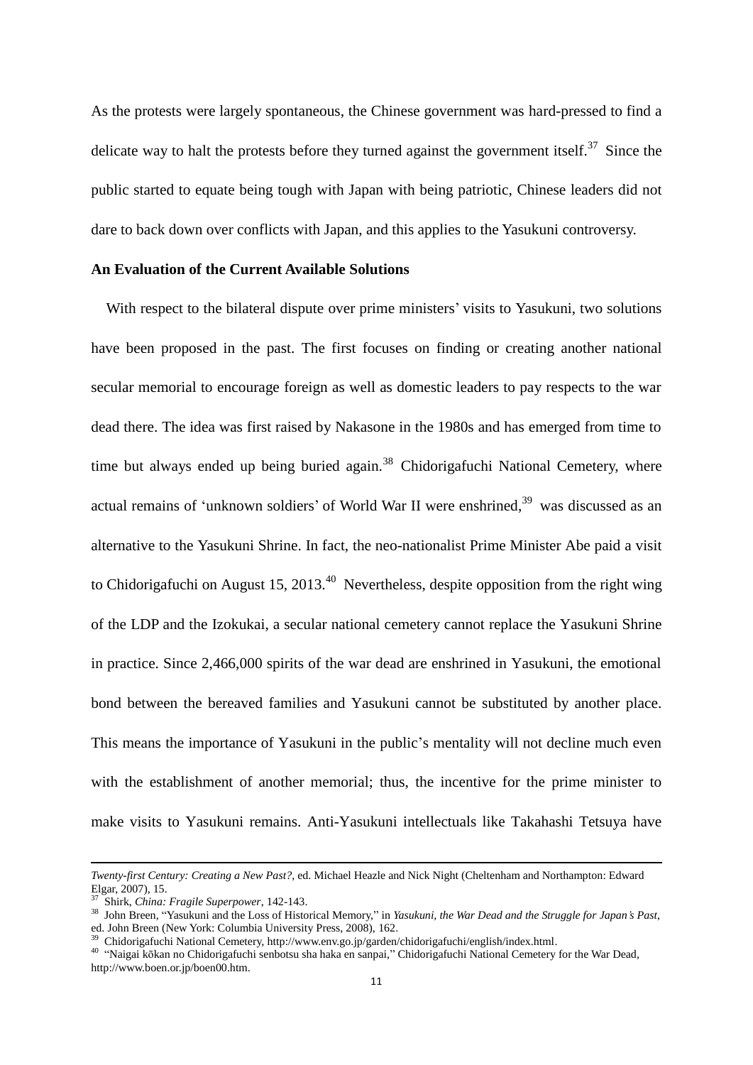As the protests were largely spontaneous, the Chinese government was hard-pressed to find a delicate way to halt the protests before they turned against the government itself.[37] Since the public started to equate being tough with Japan with being patriotic, Chinese leaders did not dare to back down over conflicts with Japan, and this applies to the Yasukuni controversy.

**An Evaluation of the Current Available Solutions**

With respect to the bilateral dispute over prime ministers' visits to Yasukuni, two solutions have been proposed in the past. The first focuses on finding or creating another national secular memorial to encourage foreign as well as domestic leaders to pay respects to the war dead there. The idea was first raised by Nakasone in the 1980s and has emerged from time to time but always ended up being buried again.[38] Chidorigafuchi National Cemetery, where actual remains of 'unknown soldiers' of World War II were enshrined,[39] was discussed as an alternative to the Yasukuni Shrine. In fact, the neo-nationalist Prime Minister Abe paid a visit to Chidorigafuchi on August 15, 2013.[40] Nevertheless, despite opposition from the right wing of the LDP and the Izokukai, a secular national cemetery cannot replace the Yasukuni Shrine in practice. Since 2,466,000 spirits of the war dead are enshrined in Yasukuni, the emotional bond between the bereaved families and Yasukuni cannot be substituted by another place. This means the importance of Yasukuni in the public's mentality will not decline much even with the establishment of another memorial; thus, the incentive for the prime minister to make visits to Yasukuni remains. Anti-Yasukuni intellectuals like Takahashi Tetsuya have

---

*Twenty-first Century: Creating a New Past?*, ed. Michael Heazle and Nick Night (Cheltenham and Northampton: Edward Elgar, 2007), 15.

[37] Shirk, *China: Fragile Superpower*, 142-143.

[38] John Breen, "Yasukuni and the Loss of Historical Memory," in *Yasukuni, the War Dead and the Struggle for Japan's Past*, ed. John Breen (New York: Columbia University Press, 2008), 162.

[39] Chidorigafuchi National Cemetery, http://www.env.go.jp/garden/chidorigafuchi/english/index.html.

[40] "Naigai kōkan no Chidorigafuchi senbotsu sha haka en sanpai," Chidorigafuchi National Cemetery for the War Dead, http://www.boen.or.jp/boen00.htm.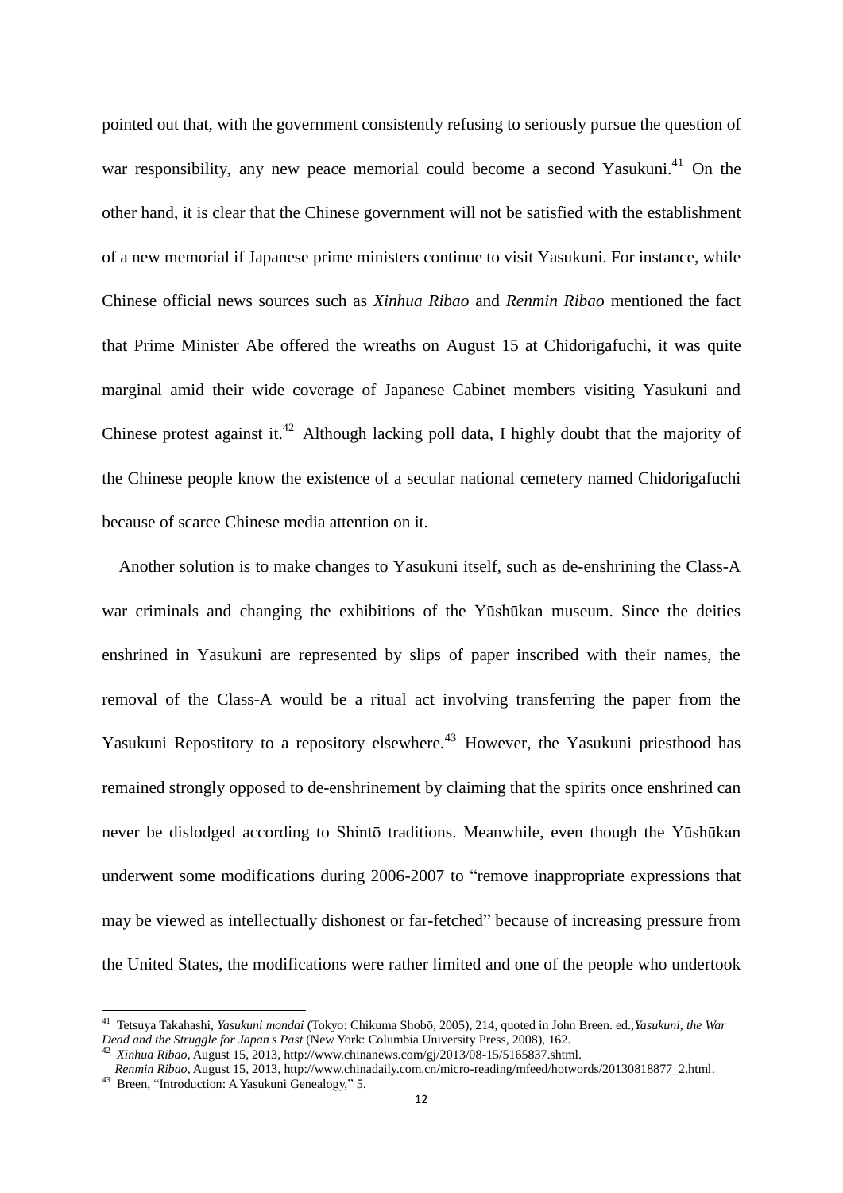pointed out that, with the government consistently refusing to seriously pursue the question of war responsibility, any new peace memorial could become a second Yasukuni.[41] On the other hand, it is clear that the Chinese government will not be satisfied with the establishment of a new memorial if Japanese prime ministers continue to visit Yasukuni. For instance, while Chinese official news sources such as *Xinhua Ribao* and *Renmin Ribao* mentioned the fact that Prime Minister Abe offered the wreaths on August 15 at Chidorigafuchi, it was quite marginal amid their wide coverage of Japanese Cabinet members visiting Yasukuni and Chinese protest against it.[42] Although lacking poll data, I highly doubt that the majority of the Chinese people know the existence of a secular national cemetery named Chidorigafuchi because of scarce Chinese media attention on it.

Another solution is to make changes to Yasukuni itself, such as de-enshrining the Class-A war criminals and changing the exhibitions of the Yūshūkan museum. Since the deities enshrined in Yasukuni are represented by slips of paper inscribed with their names, the removal of the Class-A would be a ritual act involving transferring the paper from the Yasukuni Repostitory to a repository elsewhere.[43] However, the Yasukuni priesthood has remained strongly opposed to de-enshrinement by claiming that the spirits once enshrined can never be dislodged according to Shintō traditions. Meanwhile, even though the Yūshūkan underwent some modifications during 2006-2007 to "remove inappropriate expressions that may be viewed as intellectually dishonest or far-fetched" because of increasing pressure from the United States, the modifications were rather limited and one of the people who undertook

---

[41] Tetsuya Takahashi, *Yasukuni mondai* (Tokyo: Chikuma Shobō, 2005), 214, quoted in John Breen. ed.,*Yasukuni, the War Dead and the Struggle for Japan's Past* (New York: Columbia University Press, 2008), 162.

[42] *Xinhua Ribao*, August 15, 2013, http://www.chinanews.com/gj/2013/08-15/5165837.shtml.
*Renmin Ribao*, August 15, 2013, http://www.chinadaily.com.cn/micro-reading/mfeed/hotwords/20130818877_2.html.

[43] Breen, "Introduction: A Yasukuni Genealogy," 5.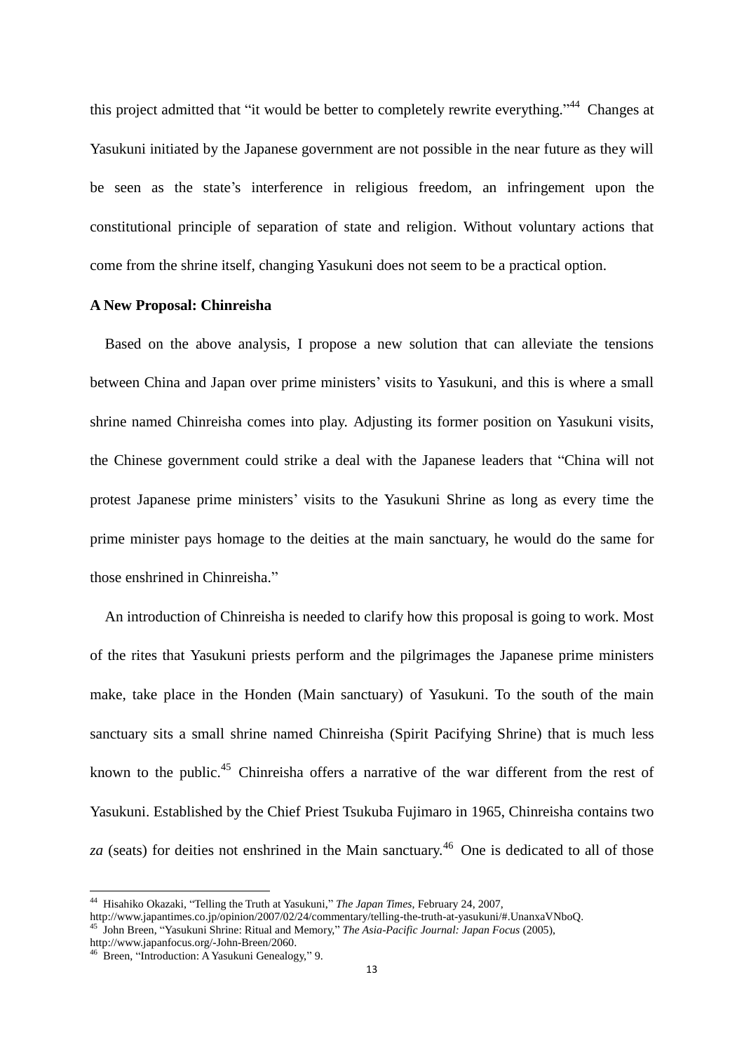this project admitted that "it would be better to completely rewrite everything."[44] Changes at Yasukuni initiated by the Japanese government are not possible in the near future as they will be seen as the state's interference in religious freedom, an infringement upon the constitutional principle of separation of state and religion. Without voluntary actions that come from the shrine itself, changing Yasukuni does not seem to be a practical option.

**A New Proposal: Chinreisha**

Based on the above analysis, I propose a new solution that can alleviate the tensions between China and Japan over prime ministers' visits to Yasukuni, and this is where a small shrine named Chinreisha comes into play. Adjusting its former position on Yasukuni visits, the Chinese government could strike a deal with the Japanese leaders that "China will not protest Japanese prime ministers' visits to the Yasukuni Shrine as long as every time the prime minister pays homage to the deities at the main sanctuary, he would do the same for those enshrined in Chinreisha."

An introduction of Chinreisha is needed to clarify how this proposal is going to work. Most of the rites that Yasukuni priests perform and the pilgrimages the Japanese prime ministers make, take place in the Honden (Main sanctuary) of Yasukuni. To the south of the main sanctuary sits a small shrine named Chinreisha (Spirit Pacifying Shrine) that is much less known to the public.[45] Chinreisha offers a narrative of the war different from the rest of Yasukuni. Established by the Chief Priest Tsukuba Fujimaro in 1965, Chinreisha contains two *za* (seats) for deities not enshrined in the Main sanctuary.[46] One is dedicated to all of those

---

[44] Hisahiko Okazaki, "Telling the Truth at Yasukuni," *The Japan Times*, February 24, 2007, http://www.japantimes.co.jp/opinion/2007/02/24/commentary/telling-the-truth-at-yasukuni/#.UnanxaVNboQ.

[45] John Breen, "Yasukuni Shrine: Ritual and Memory," *The Asia-Pacific Journal: Japan Focus* (2005), http://www.japanfocus.org/-John-Breen/2060.

[46] Breen, "Introduction: A Yasukuni Genealogy," 9.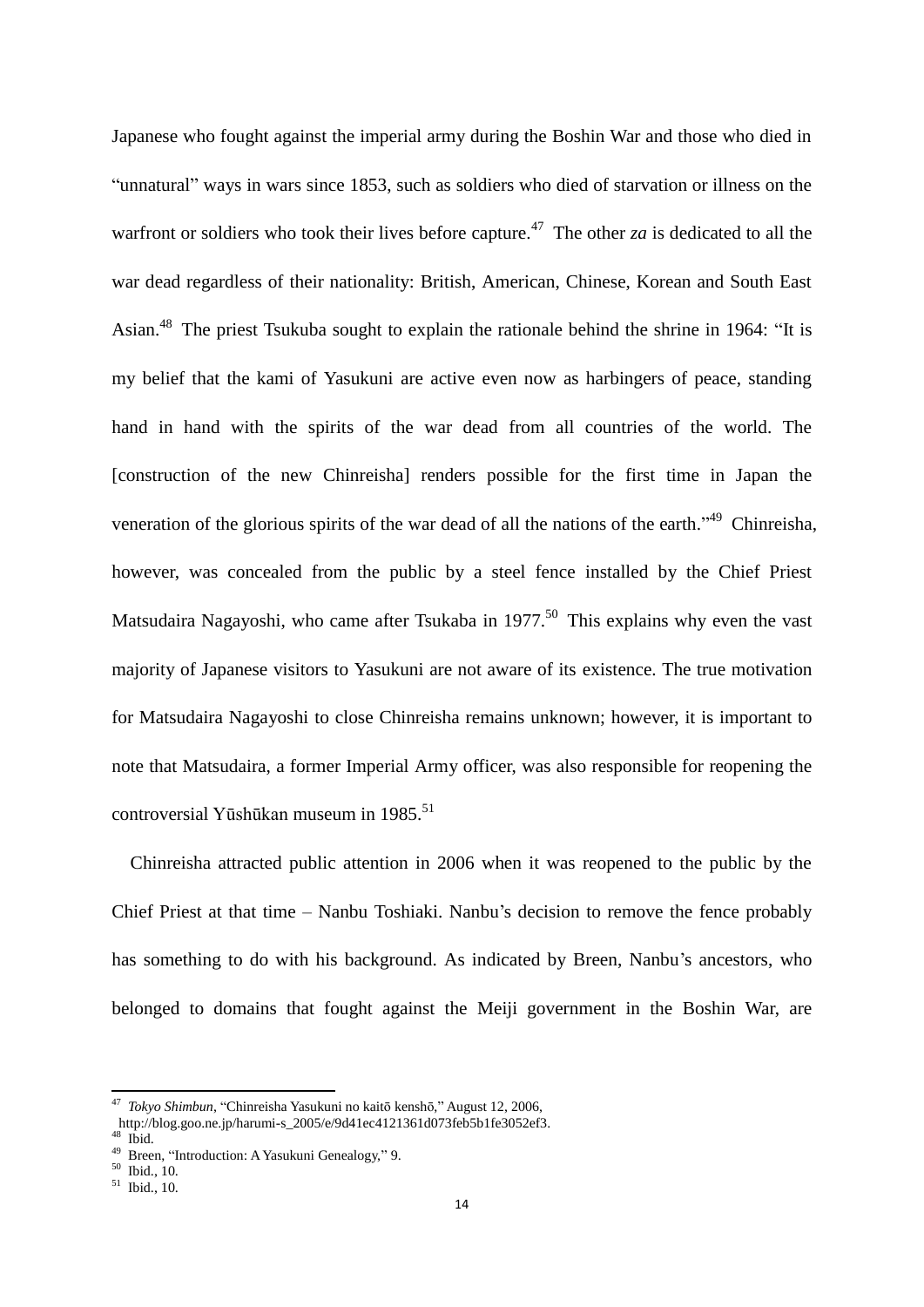Japanese who fought against the imperial army during the Boshin War and those who died in "unnatural" ways in wars since 1853, such as soldiers who died of starvation or illness on the warfront or soldiers who took their lives before capture.[47] The other *za* is dedicated to all the war dead regardless of their nationality: British, American, Chinese, Korean and South East Asian.[48] The priest Tsukuba sought to explain the rationale behind the shrine in 1964: "It is my belief that the kami of Yasukuni are active even now as harbingers of peace, standing hand in hand with the spirits of the war dead from all countries of the world. The [construction of the new Chinreisha] renders possible for the first time in Japan the veneration of the glorious spirits of the war dead of all the nations of the earth."[49] Chinreisha, however, was concealed from the public by a steel fence installed by the Chief Priest Matsudaira Nagayoshi, who came after Tsukaba in 1977.[50] This explains why even the vast majority of Japanese visitors to Yasukuni are not aware of its existence. The true motivation for Matsudaira Nagayoshi to close Chinreisha remains unknown; however, it is important to note that Matsudaira, a former Imperial Army officer, was also responsible for reopening the controversial Yūshūkan museum in 1985.[51]

Chinreisha attracted public attention in 2006 when it was reopened to the public by the Chief Priest at that time – Nanbu Toshiaki. Nanbu's decision to remove the fence probably has something to do with his background. As indicated by Breen, Nanbu's ancestors, who belonged to domains that fought against the Meiji government in the Boshin War, are

---

[47] *Tokyo Shimbun*, "Chinreisha Yasukuni no kaitō kenshō," August 12, 2006, http://blog.goo.ne.jp/harumi-s_2005/e/9d41ec4121361d073feb5b1fe3052ef3.

[48] Ibid.

[49] Breen, "Introduction: A Yasukuni Genealogy," 9.

[50] Ibid., 10.

[51] Ibid., 10.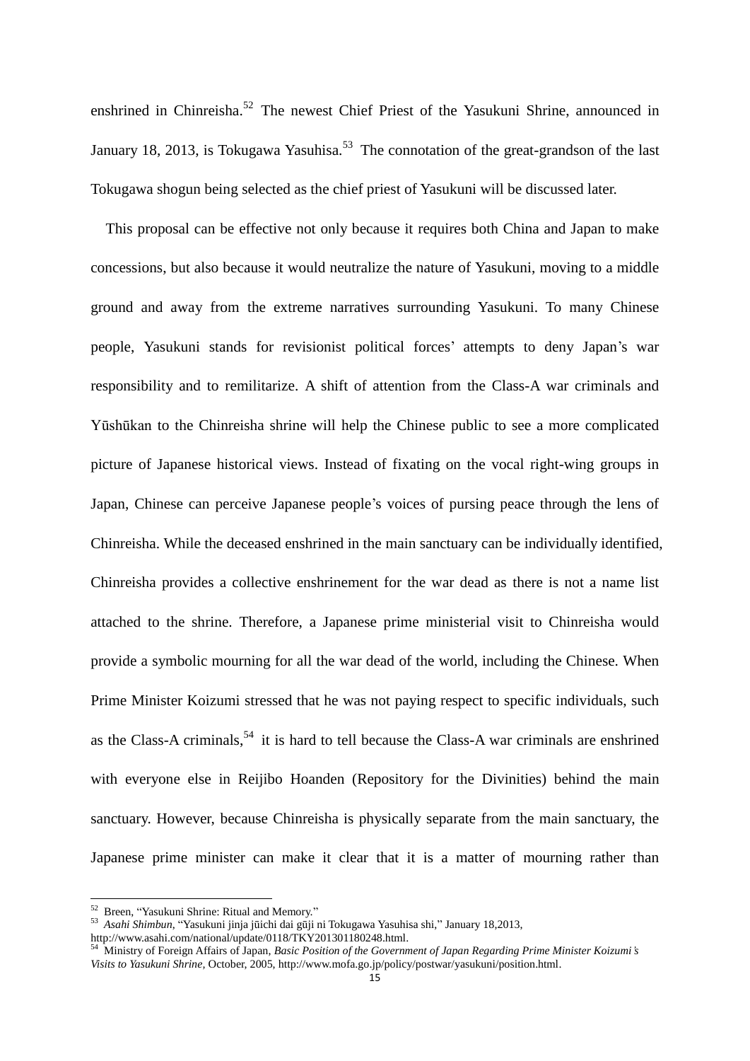enshrined in Chinreisha.[52] The newest Chief Priest of the Yasukuni Shrine, announced in January 18, 2013, is Tokugawa Yasuhisa.[53] The connotation of the great-grandson of the last Tokugawa shogun being selected as the chief priest of Yasukuni will be discussed later.

This proposal can be effective not only because it requires both China and Japan to make concessions, but also because it would neutralize the nature of Yasukuni, moving to a middle ground and away from the extreme narratives surrounding Yasukuni. To many Chinese people, Yasukuni stands for revisionist political forces' attempts to deny Japan's war responsibility and to remilitarize. A shift of attention from the Class-A war criminals and Yūshūkan to the Chinreisha shrine will help the Chinese public to see a more complicated picture of Japanese historical views. Instead of fixating on the vocal right-wing groups in Japan, Chinese can perceive Japanese people's voices of pursing peace through the lens of Chinreisha. While the deceased enshrined in the main sanctuary can be individually identified, Chinreisha provides a collective enshrinement for the war dead as there is not a name list attached to the shrine. Therefore, a Japanese prime ministerial visit to Chinreisha would provide a symbolic mourning for all the war dead of the world, including the Chinese. When Prime Minister Koizumi stressed that he was not paying respect to specific individuals, such as the Class-A criminals,[54] it is hard to tell because the Class-A war criminals are enshrined with everyone else in Reijibo Hoanden (Repository for the Divinities) behind the main sanctuary. However, because Chinreisha is physically separate from the main sanctuary, the Japanese prime minister can make it clear that it is a matter of mourning rather than

---

[52] Breen, "Yasukuni Shrine: Ritual and Memory."

[53] *Asahi Shimbun*, "Yasukuni jinja jūichi dai gūji ni Tokugawa Yasuhisa shi," January 18,2013, http://www.asahi.com/national/update/0118/TKY201301180248.html.

[54] Ministry of Foreign Affairs of Japan, *Basic Position of the Government of Japan Regarding Prime Minister Koizumi's Visits to Yasukuni Shrine*, October, 2005, http://www.mofa.go.jp/policy/postwar/yasukuni/position.html.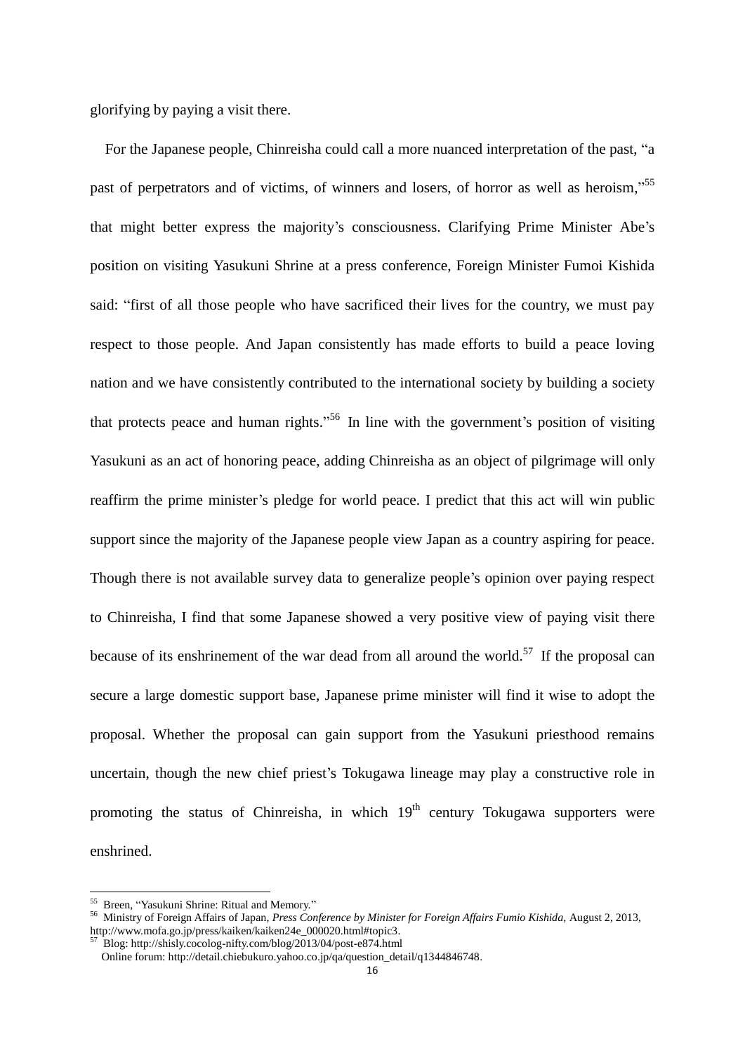glorifying by paying a visit there.

For the Japanese people, Chinreisha could call a more nuanced interpretation of the past, "a past of perpetrators and of victims, of winners and losers, of horror as well as heroism,"[55] that might better express the majority's consciousness. Clarifying Prime Minister Abe's position on visiting Yasukuni Shrine at a press conference, Foreign Minister Fumoi Kishida said: "first of all those people who have sacrificed their lives for the country, we must pay respect to those people. And Japan consistently has made efforts to build a peace loving nation and we have consistently contributed to the international society by building a society that protects peace and human rights."[56] In line with the government's position of visiting Yasukuni as an act of honoring peace, adding Chinreisha as an object of pilgrimage will only reaffirm the prime minister's pledge for world peace. I predict that this act will win public support since the majority of the Japanese people view Japan as a country aspiring for peace. Though there is not available survey data to generalize people's opinion over paying respect to Chinreisha, I find that some Japanese showed a very positive view of paying visit there because of its enshrinement of the war dead from all around the world.[57] If the proposal can secure a large domestic support base, Japanese prime minister will find it wise to adopt the proposal. Whether the proposal can gain support from the Yasukuni priesthood remains uncertain, though the new chief priest's Tokugawa lineage may play a constructive role in promoting the status of Chinreisha, in which 19th century Tokugawa supporters were enshrined.

---

[55] Breen, "Yasukuni Shrine: Ritual and Memory."

[56] Ministry of Foreign Affairs of Japan, *Press Conference by Minister for Foreign Affairs Fumio Kishida,* August 2, 2013, http://www.mofa.go.jp/press/kaiken/kaiken24e_000020.html#topic3.

[57] Blog: http://shisly.cocolog-nifty.com/blog/2013/04/post-e874.html
Online forum: http://detail.chiebukuro.yahoo.co.jp/qa/question_detail/q1344846748.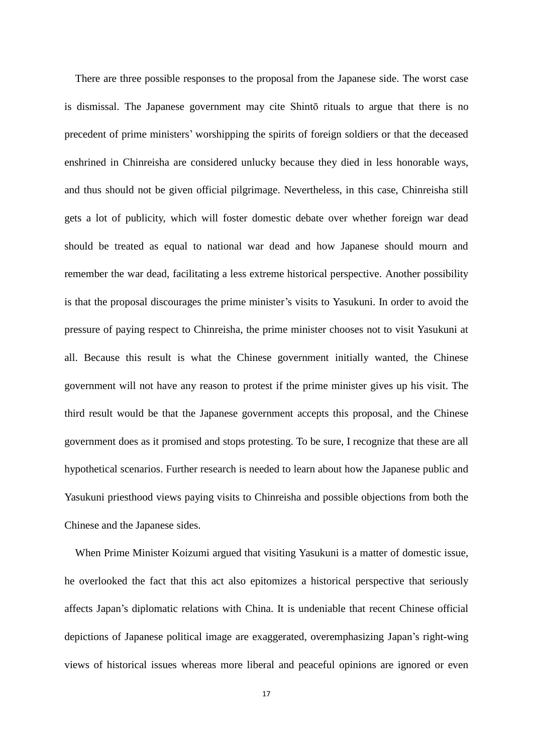There are three possible responses to the proposal from the Japanese side. The worst case is dismissal. The Japanese government may cite Shintō rituals to argue that there is no precedent of prime ministers' worshipping the spirits of foreign soldiers or that the deceased enshrined in Chinreisha are considered unlucky because they died in less honorable ways, and thus should not be given official pilgrimage. Nevertheless, in this case, Chinreisha still gets a lot of publicity, which will foster domestic debate over whether foreign war dead should be treated as equal to national war dead and how Japanese should mourn and remember the war dead, facilitating a less extreme historical perspective. Another possibility is that the proposal discourages the prime minister's visits to Yasukuni. In order to avoid the pressure of paying respect to Chinreisha, the prime minister chooses not to visit Yasukuni at all. Because this result is what the Chinese government initially wanted, the Chinese government will not have any reason to protest if the prime minister gives up his visit. The third result would be that the Japanese government accepts this proposal, and the Chinese government does as it promised and stops protesting. To be sure, I recognize that these are all hypothetical scenarios. Further research is needed to learn about how the Japanese public and Yasukuni priesthood views paying visits to Chinreisha and possible objections from both the Chinese and the Japanese sides.

When Prime Minister Koizumi argued that visiting Yasukuni is a matter of domestic issue, he overlooked the fact that this act also epitomizes a historical perspective that seriously affects Japan's diplomatic relations with China. It is undeniable that recent Chinese official depictions of Japanese political image are exaggerated, overemphasizing Japan's right-wing views of historical issues whereas more liberal and peaceful opinions are ignored or even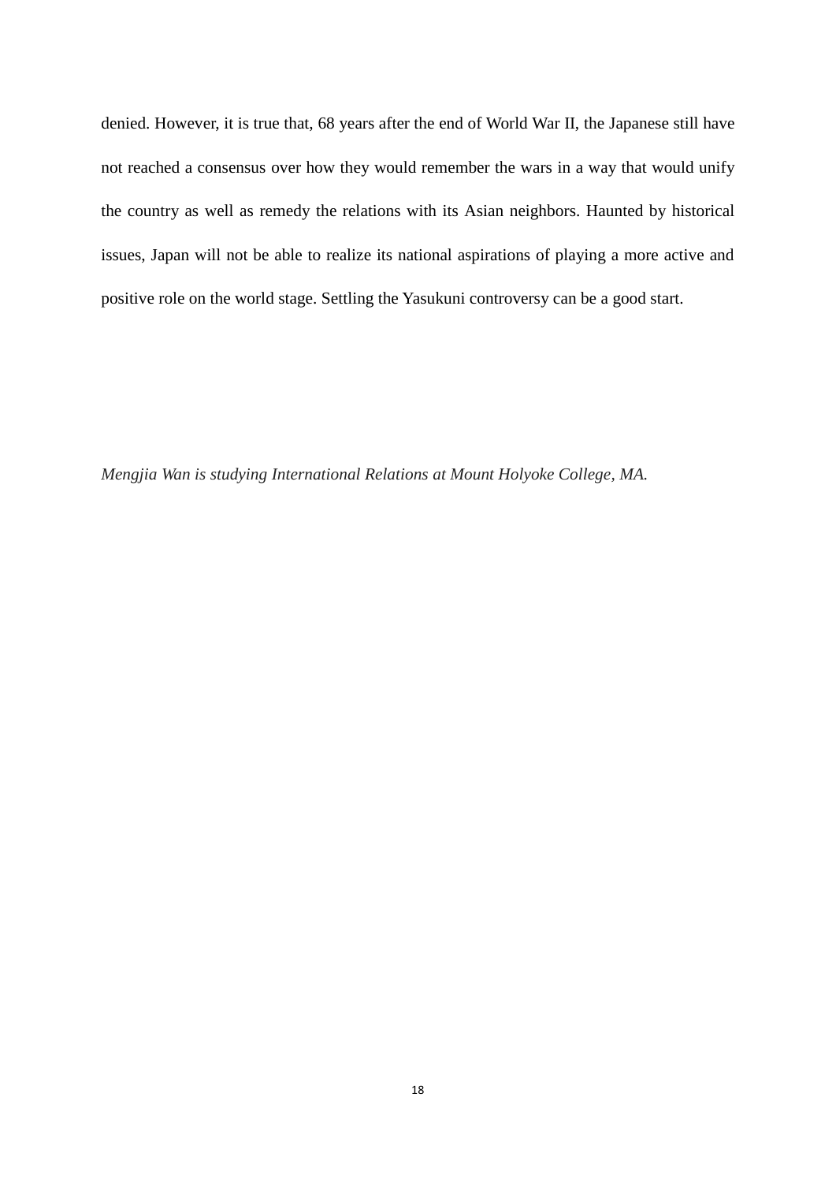denied. However, it is true that, 68 years after the end of World War II, the Japanese still have not reached a consensus over how they would remember the wars in a way that would unify the country as well as remedy the relations with its Asian neighbors. Haunted by historical issues, Japan will not be able to realize its national aspirations of playing a more active and positive role on the world stage. Settling the Yasukuni controversy can be a good start.

*Mengjia Wan is studying International Relations at Mount Holyoke College, MA.*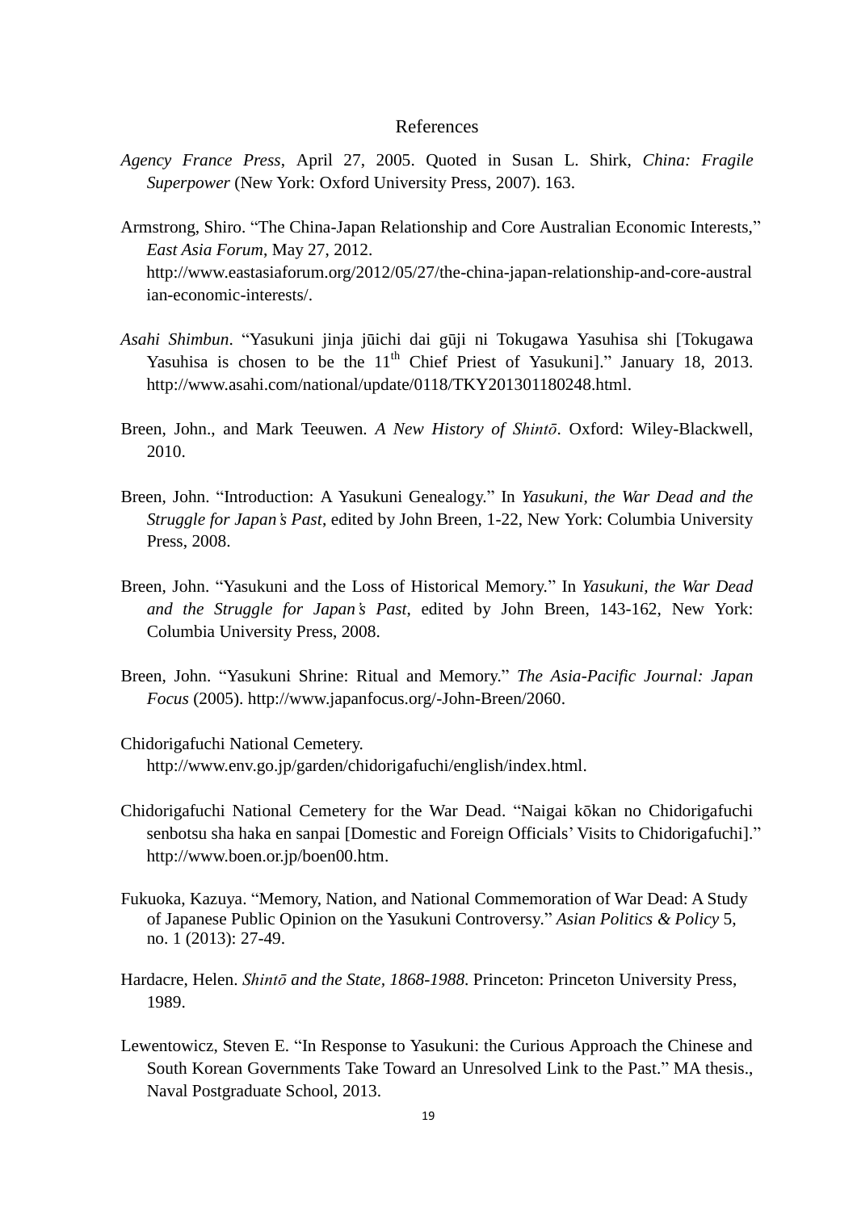# References

*Agency France Press*, April 27, 2005. Quoted in Susan L. Shirk, *China: Fragile Superpower* (New York: Oxford University Press, 2007). 163.

Armstrong, Shiro. "The China-Japan Relationship and Core Australian Economic Interests," *East Asia Forum*, May 27, 2012. http://www.eastasiaforum.org/2012/05/27/the-china-japan-relationship-and-core-australian-economic-interests/.

*Asahi Shimbun*. "Yasukuni jinja jūichi dai gūji ni Tokugawa Yasuhisa shi [Tokugawa Yasuhisa is chosen to be the 11th Chief Priest of Yasukuni]." January 18, 2013. http://www.asahi.com/national/update/0118/TKY201301180248.html.

Breen, John., and Mark Teeuwen. *A New History of Shintō*. Oxford: Wiley-Blackwell, 2010.

Breen, John. "Introduction: A Yasukuni Genealogy." In *Yasukuni, the War Dead and the Struggle for Japan's Past*, edited by John Breen, 1-22, New York: Columbia University Press, 2008.

Breen, John. "Yasukuni and the Loss of Historical Memory." In *Yasukuni, the War Dead and the Struggle for Japan's Past*, edited by John Breen, 143-162, New York: Columbia University Press, 2008.

Breen, John. "Yasukuni Shrine: Ritual and Memory." *The Asia-Pacific Journal: Japan Focus* (2005). http://www.japanfocus.org/-John-Breen/2060.

Chidorigafuchi National Cemetery. http://www.env.go.jp/garden/chidorigafuchi/english/index.html.

Chidorigafuchi National Cemetery for the War Dead. "Naigai kōkan no Chidorigafuchi senbotsu sha haka en sanpai [Domestic and Foreign Officials' Visits to Chidorigafuchi]." http://www.boen.or.jp/boen00.htm.

Fukuoka, Kazuya. "Memory, Nation, and National Commemoration of War Dead: A Study of Japanese Public Opinion on the Yasukuni Controversy." *Asian Politics & Policy* 5, no. 1 (2013): 27-49.

Hardacre, Helen. *Shintō and the State, 1868-1988*. Princeton: Princeton University Press, 1989.

Lewentowicz, Steven E. "In Response to Yasukuni: the Curious Approach the Chinese and South Korean Governments Take Toward an Unresolved Link to the Past." MA thesis., Naval Postgraduate School, 2013.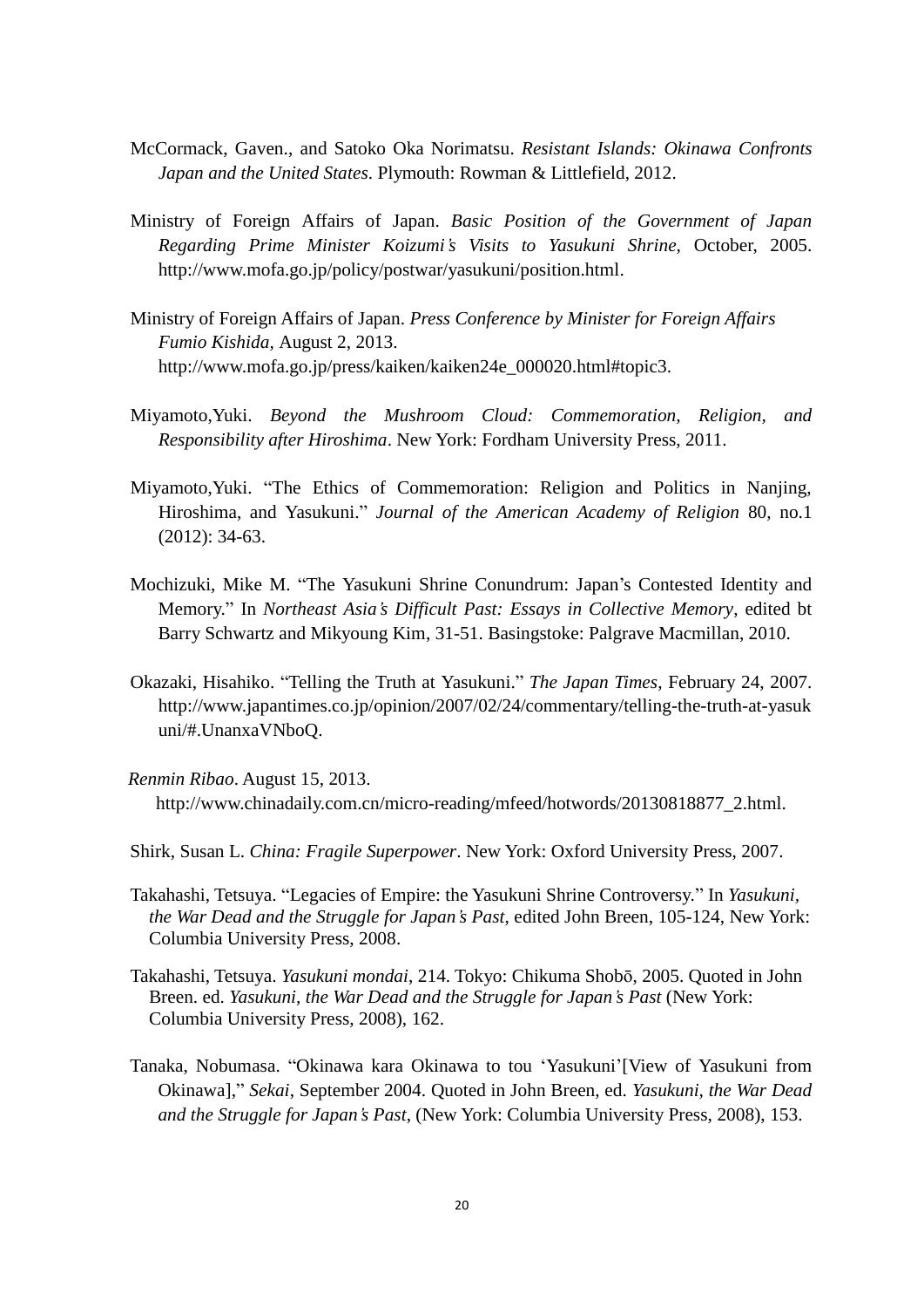McCormack, Gaven., and Satoko Oka Norimatsu. *Resistant Islands: Okinawa Confronts Japan and the United States*. Plymouth: Rowman & Littlefield, 2012.

Ministry of Foreign Affairs of Japan. *Basic Position of the Government of Japan Regarding Prime Minister Koizumi's Visits to Yasukuni Shrine*, October, 2005. http://www.mofa.go.jp/policy/postwar/yasukuni/position.html.

Ministry of Foreign Affairs of Japan. *Press Conference by Minister for Foreign Affairs Fumio Kishida*, August 2, 2013. http://www.mofa.go.jp/press/kaiken/kaiken24e_000020.html#topic3.

Miyamoto,Yuki. *Beyond the Mushroom Cloud: Commemoration, Religion, and Responsibility after Hiroshima*. New York: Fordham University Press, 2011.

Miyamoto,Yuki. "The Ethics of Commemoration: Religion and Politics in Nanjing, Hiroshima, and Yasukuni." *Journal of the American Academy of Religion* 80, no.1 (2012): 34-63.

Mochizuki, Mike M. "The Yasukuni Shrine Conundrum: Japan's Contested Identity and Memory." In *Northeast Asia's Difficult Past: Essays in Collective Memory*, edited bt Barry Schwartz and Mikyoung Kim, 31-51. Basingstoke: Palgrave Macmillan, 2010.

Okazaki, Hisahiko. "Telling the Truth at Yasukuni." *The Japan Times*, February 24, 2007. http://www.japantimes.co.jp/opinion/2007/02/24/commentary/telling-the-truth-at-yasukuni/#.UnanxaVNboQ.

*Renmin Ribao*. August 15, 2013. http://www.chinadaily.com.cn/micro-reading/mfeed/hotwords/20130818877_2.html.

Shirk, Susan L. *China: Fragile Superpower*. New York: Oxford University Press, 2007.

Takahashi, Tetsuya. "Legacies of Empire: the Yasukuni Shrine Controversy." In *Yasukuni, the War Dead and the Struggle for Japan's Past*, edited John Breen, 105-124, New York: Columbia University Press, 2008.

Takahashi, Tetsuya. *Yasukuni mondai*, 214. Tokyo: Chikuma Shobō, 2005. Quoted in John Breen. ed. *Yasukuni, the War Dead and the Struggle for Japan's Past* (New York: Columbia University Press, 2008), 162.

Tanaka, Nobumasa. "Okinawa kara Okinawa to tou 'Yasukuni'[View of Yasukuni from Okinawa]," *Sekai*, September 2004. Quoted in John Breen, ed. *Yasukuni, the War Dead and the Struggle for Japan's Past*, (New York: Columbia University Press, 2008), 153.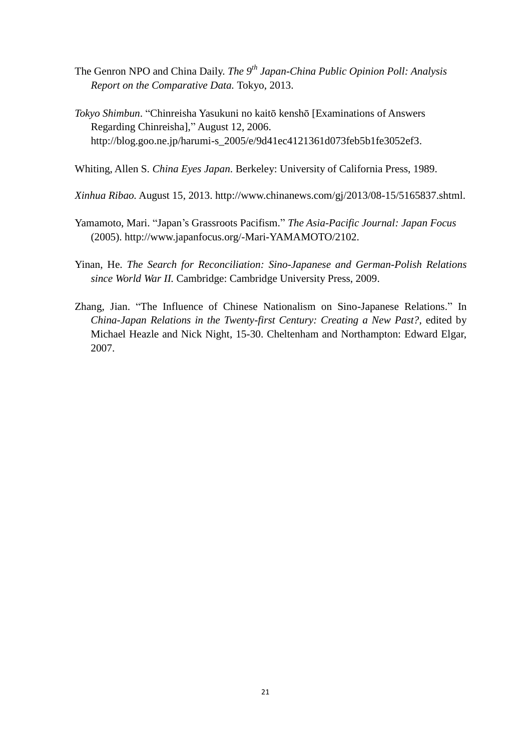The Genron NPO and China Daily. *The 9th Japan-China Public Opinion Poll: Analysis Report on the Comparative Data.* Tokyo, 2013.

*Tokyo Shimbun*. “Chinreisha Yasukuni no kaitō kenshō [Examinations of Answers Regarding Chinreisha],” August 12, 2006. http://blog.goo.ne.jp/harumi-s_2005/e/9d41ec4121361d073feb5b1fe3052ef3.

Whiting, Allen S. *China Eyes Japan.* Berkeley: University of California Press, 1989.

*Xinhua Ribao.* August 15, 2013. http://www.chinanews.com/gj/2013/08-15/5165837.shtml.

Yamamoto, Mari. “Japan’s Grassroots Pacifism.” *The Asia-Pacific Journal: Japan Focus* (2005). http://www.japanfocus.org/-Mari-YAMAMOTO/2102.

Yinan, He. *The Search for Reconciliation: Sino-Japanese and German-Polish Relations since World War II.* Cambridge: Cambridge University Press, 2009.

Zhang, Jian. “The Influence of Chinese Nationalism on Sino-Japanese Relations.” In *China-Japan Relations in the Twenty-first Century: Creating a New Past?*, edited by Michael Heazle and Nick Night, 15-30. Cheltenham and Northampton: Edward Elgar, 2007.